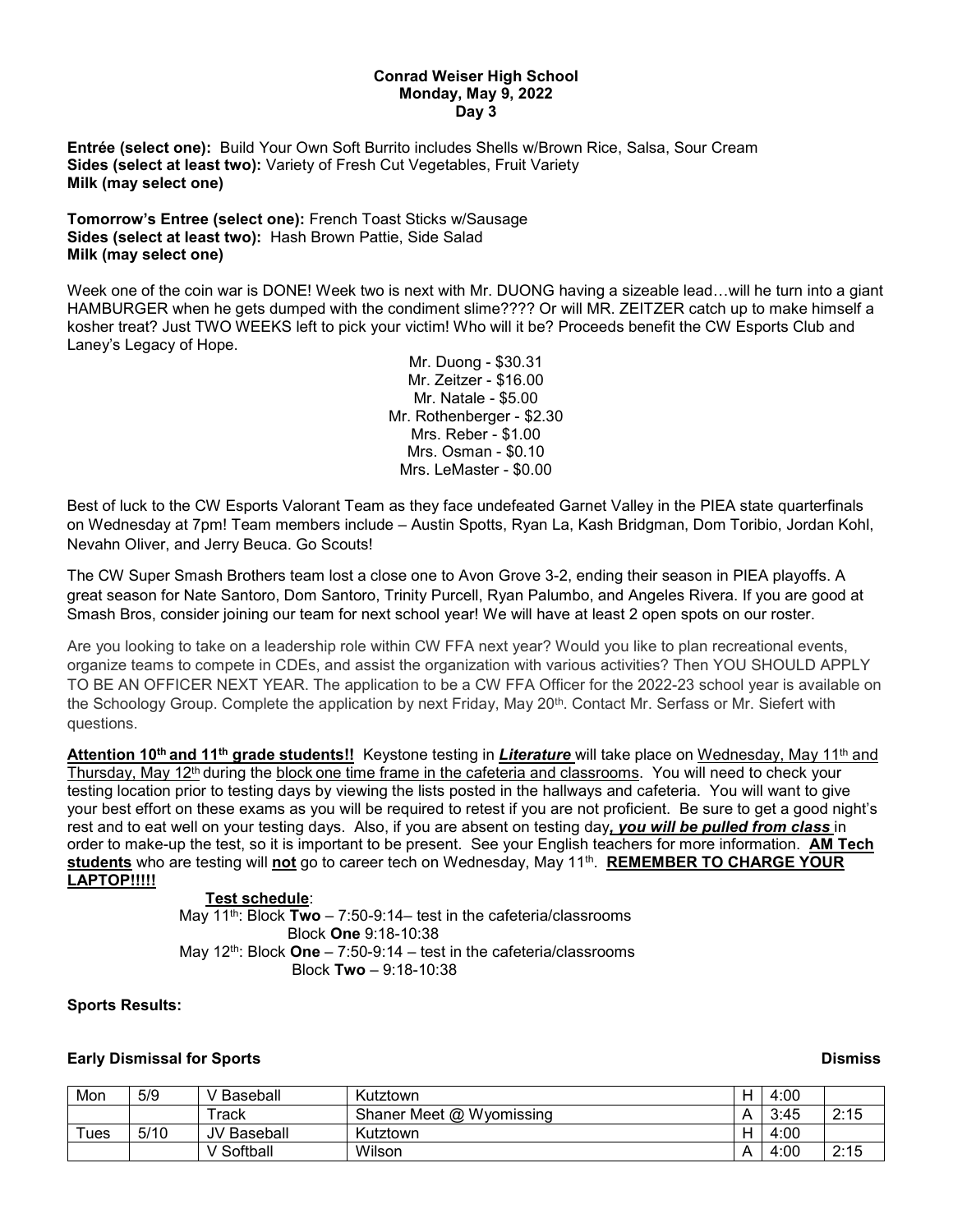**Conrad Weiser High School**
**Monday, May 9, 2022**
**Day 3**

**Entrée (select one):** Build Your Own Soft Burrito includes Shells w/Brown Rice, Salsa, Sour Cream
**Sides (select at least two):** Variety of Fresh Cut Vegetables, Fruit Variety
**Milk (may select one)**

**Tomorrow's Entree (select one):** French Toast Sticks w/Sausage
**Sides (select at least two):** Hash Brown Pattie, Side Salad
**Milk (may select one)**

Week one of the coin war is DONE! Week two is next with Mr. DUONG having a sizeable lead…will he turn into a giant HAMBURGER when he gets dumped with the condiment slime???? Or will MR. ZEITZER catch up to make himself a kosher treat? Just TWO WEEKS left to pick your victim! Who will it be? Proceeds benefit the CW Esports Club and Laney's Legacy of Hope.

Mr. Duong - $30.31
Mr. Zeitzer - $16.00
Mr. Natale - $5.00
Mr. Rothenberger - $2.30
Mrs. Reber - $1.00
Mrs. Osman - $0.10
Mrs. LeMaster - $0.00

Best of luck to the CW Esports Valorant Team as they face undefeated Garnet Valley in the PIEA state quarterfinals on Wednesday at 7pm! Team members include – Austin Spotts, Ryan La, Kash Bridgman, Dom Toribio, Jordan Kohl, Nevahn Oliver, and Jerry Beuca. Go Scouts!

The CW Super Smash Brothers team lost a close one to Avon Grove 3-2, ending their season in PIEA playoffs. A great season for Nate Santoro, Dom Santoro, Trinity Purcell, Ryan Palumbo, and Angeles Rivera. If you are good at Smash Bros, consider joining our team for next school year! We will have at least 2 open spots on our roster.

Are you looking to take on a leadership role within CW FFA next year? Would you like to plan recreational events, organize teams to compete in CDEs, and assist the organization with various activities? Then YOU SHOULD APPLY TO BE AN OFFICER NEXT YEAR. The application to be a CW FFA Officer for the 2022-23 school year is available on the Schoology Group. Complete the application by next Friday, May 20th. Contact Mr. Serfass or Mr. Siefert with questions.

**Attention 10th and 11th grade students!!** Keystone testing in ***Literature*** will take place on Wednesday, May 11th and Thursday, May 12th during the block one time frame in the cafeteria and classrooms. You will need to check your testing location prior to testing days by viewing the lists posted in the hallways and cafeteria. You will want to give your best effort on these exams as you will be required to retest if you are not proficient. Be sure to get a good night's rest and to eat well on your testing days. Also, if you are absent on testing day***, you will be pulled from class*** in order to make-up the test, so it is important to be present. See your English teachers for more information. **AM Tech students** who are testing will **not** go to career tech on Wednesday, May 11th. **REMEMBER TO CHARGE YOUR LAPTOP!!!!!**

**Test schedule**:
May 11th: Block **Two** – 7:50-9:14– test in the cafeteria/classrooms
Block **One** 9:18-10:38
May 12th: Block **One** – 7:50-9:14 – test in the cafeteria/classrooms
Block **Two** – 9:18-10:38

**Sports Results:**

**Early Dismissal for Sports** **Dismiss**

| Mon | 5/9 | V Baseball | Kutztown | H | 4:00 | |
|---|---|---|---|---|---|---|
| | | Track | Shaner Meet @ Wyomissing | A | 3:45 | 2:15 |
| Tues | 5/10 | JV Baseball | Kutztown | H | 4:00 | |
| | | V Softball | Wilson | A | 4:00 | 2:15 |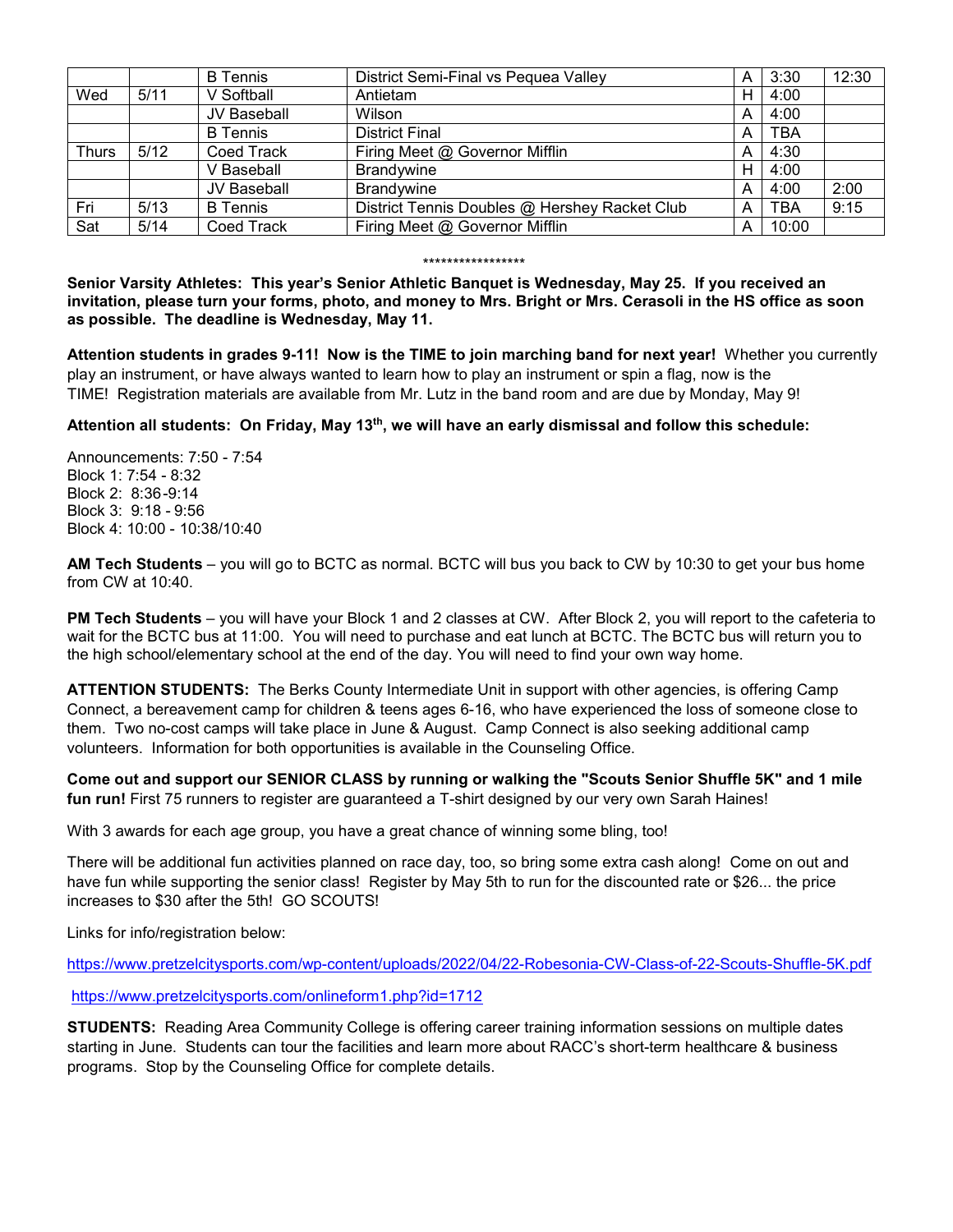| | | | | | | |
|---|---|---|---|---|---|---|
| | | B Tennis | District Semi-Final vs Pequea Valley | A | 3:30 | 12:30 |
| Wed | 5/11 | V Softball | Antietam | H | 4:00 | |
| | | JV Baseball | Wilson | A | 4:00 | |
| | | B Tennis | District Final | A | TBA | |
| Thurs | 5/12 | Coed Track | Firing Meet @ Governor Mifflin | A | 4:30 | |
| | | V Baseball | Brandywine | H | 4:00 | |
| | | JV Baseball | Brandywine | A | 4:00 | 2:00 |
| Fri | 5/13 | B Tennis | District Tennis Doubles @ Hershey Racket Club | A | TBA | 9:15 |
| Sat | 5/14 | Coed Track | Firing Meet @ Governor Mifflin | A | 10:00 | |

*****************

**Senior Varsity Athletes: This year's Senior Athletic Banquet is Wednesday, May 25. If you received an invitation, please turn your forms, photo, and money to Mrs. Bright or Mrs. Cerasoli in the HS office as soon as possible. The deadline is Wednesday, May 11.**

**Attention students in grades 9-11! Now is the TIME to join marching band for next year!** Whether you currently play an instrument, or have always wanted to learn how to play an instrument or spin a flag, now is the TIME! Registration materials are available from Mr. Lutz in the band room and are due by Monday, May 9!

**Attention all students: On Friday, May 13th, we will have an early dismissal and follow this schedule:**

Announcements: 7:50 - 7:54
Block 1: 7:54 - 8:32
Block 2: 8:36-9:14
Block 3: 9:18 - 9:56
Block 4: 10:00 - 10:38/10:40

**AM Tech Students** – you will go to BCTC as normal. BCTC will bus you back to CW by 10:30 to get your bus home from CW at 10:40.

**PM Tech Students** – you will have your Block 1 and 2 classes at CW. After Block 2, you will report to the cafeteria to wait for the BCTC bus at 11:00. You will need to purchase and eat lunch at BCTC. The BCTC bus will return you to the high school/elementary school at the end of the day. You will need to find your own way home.

**ATTENTION STUDENTS:** The Berks County Intermediate Unit in support with other agencies, is offering Camp Connect, a bereavement camp for children & teens ages 6-16, who have experienced the loss of someone close to them. Two no-cost camps will take place in June & August. Camp Connect is also seeking additional camp volunteers. Information for both opportunities is available in the Counseling Office.

**Come out and support our SENIOR CLASS by running or walking the "Scouts Senior Shuffle 5K" and 1 mile fun run!** First 75 runners to register are guaranteed a T-shirt designed by our very own Sarah Haines!

With 3 awards for each age group, you have a great chance of winning some bling, too!

There will be additional fun activities planned on race day, too, so bring some extra cash along! Come on out and have fun while supporting the senior class! Register by May 5th to run for the discounted rate or $26... the price increases to $30 after the 5th! GO SCOUTS!

Links for info/registration below:

https://www.pretzelcitysports.com/wp-content/uploads/2022/04/22-Robesonia-CW-Class-of-22-Scouts-Shuffle-5K.pdf

https://www.pretzelcitysports.com/onlineform1.php?id=1712

**STUDENTS:** Reading Area Community College is offering career training information sessions on multiple dates starting in June. Students can tour the facilities and learn more about RACC's short-term healthcare & business programs. Stop by the Counseling Office for complete details.